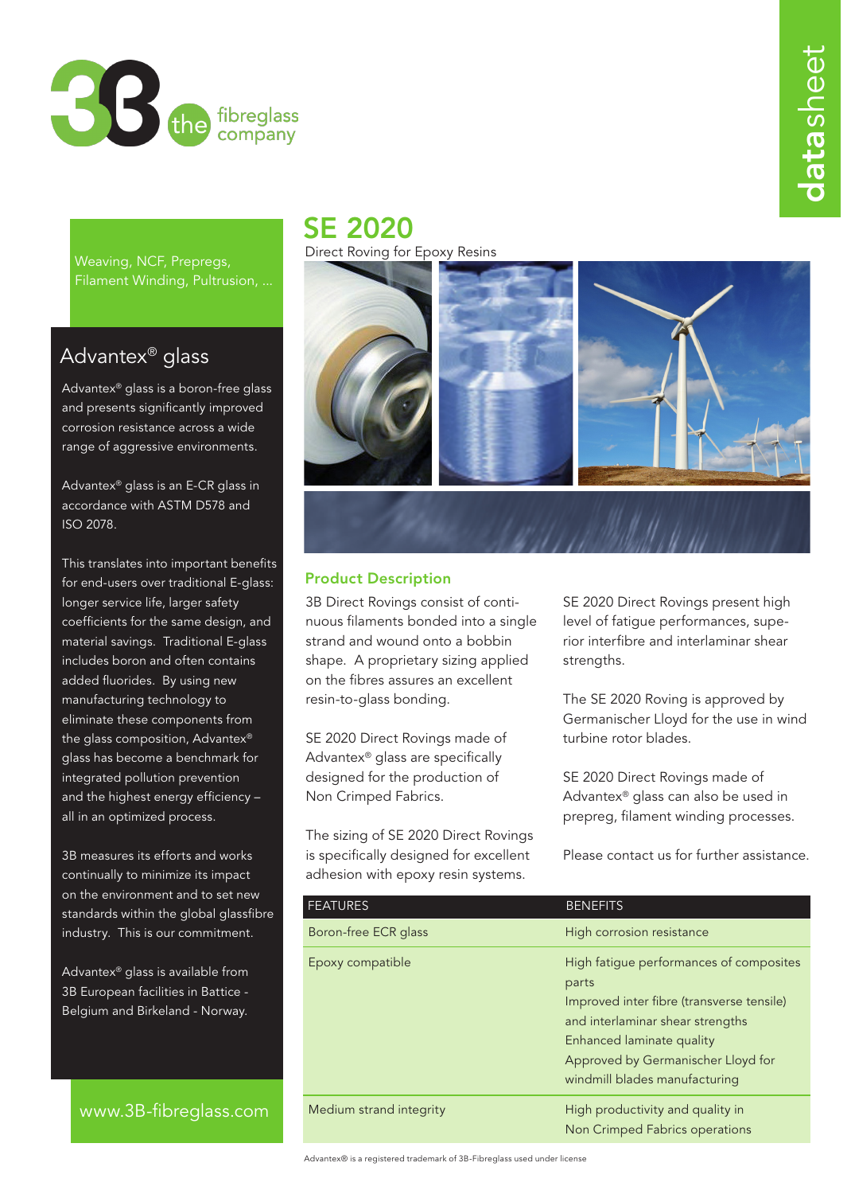3B the fibreglass company

datasheet

# SE 2020

Direct Roving for Epoxy Resins

Weaving, NCF, Prepregs, Filament Winding, Pultrusion, ...

## Advantex® glass

Advantex® glass is a boron-free glass and presents significantly improved corrosion resistance across a wide range of aggressive environments.

Advantex® glass is an E-CR glass in accordance with ASTM D578 and ISO 2078.

This translates into important benefits for end-users over traditional E-glass: longer service life, larger safety coefficients for the same design, and material savings. Traditional E-glass includes boron and often contains added fluorides. By using new manufacturing technology to eliminate these components from the glass composition, Advantex® glass has become a benchmark for integrated pollution prevention and the highest energy efficiency – all in an optimized process.

3B measures its efforts and works continually to minimize its impact on the environment and to set new standards within the global glassfibre industry. This is our commitment.

Advantex® glass is available from 3B European facilities in Battice - Belgium and Birkeland - Norway.

www.3B-fibreglass.com

## Product Description

3B Direct Rovings consist of continuous filaments bonded into a single strand and wound onto a bobbin shape. A proprietary sizing applied on the fibres assures an excellent resin-to-glass bonding.

SE 2020 Direct Rovings made of Advantex® glass are specifically designed for the production of Non Crimped Fabrics.

The sizing of SE 2020 Direct Rovings is specifically designed for excellent adhesion with epoxy resin systems.

SE 2020 Direct Rovings present high level of fatigue performances, superior interfibre and interlaminar shear strengths.

The SE 2020 Roving is approved by Germanischer Lloyd for the use in wind turbine rotor blades.

SE 2020 Direct Rovings made of Advantex® glass can also be used in prepreg, filament winding processes.

Please contact us for further assistance.

| FEATURES | BENEFITS |
|---|---|
| Boron-free ECR glass | High corrosion resistance |
| Epoxy compatible | High fatigue performances of composites parts<br>Improved inter fibre (transverse tensile) and interlaminar shear strengths<br>Enhanced laminate quality<br>Approved by Germanischer Lloyd for windmill blades manufacturing |
| Medium strand integrity | High productivity and quality in Non Crimped Fabrics operations |

Advantex® is a registered trademark of 3B-Fibreglass used under license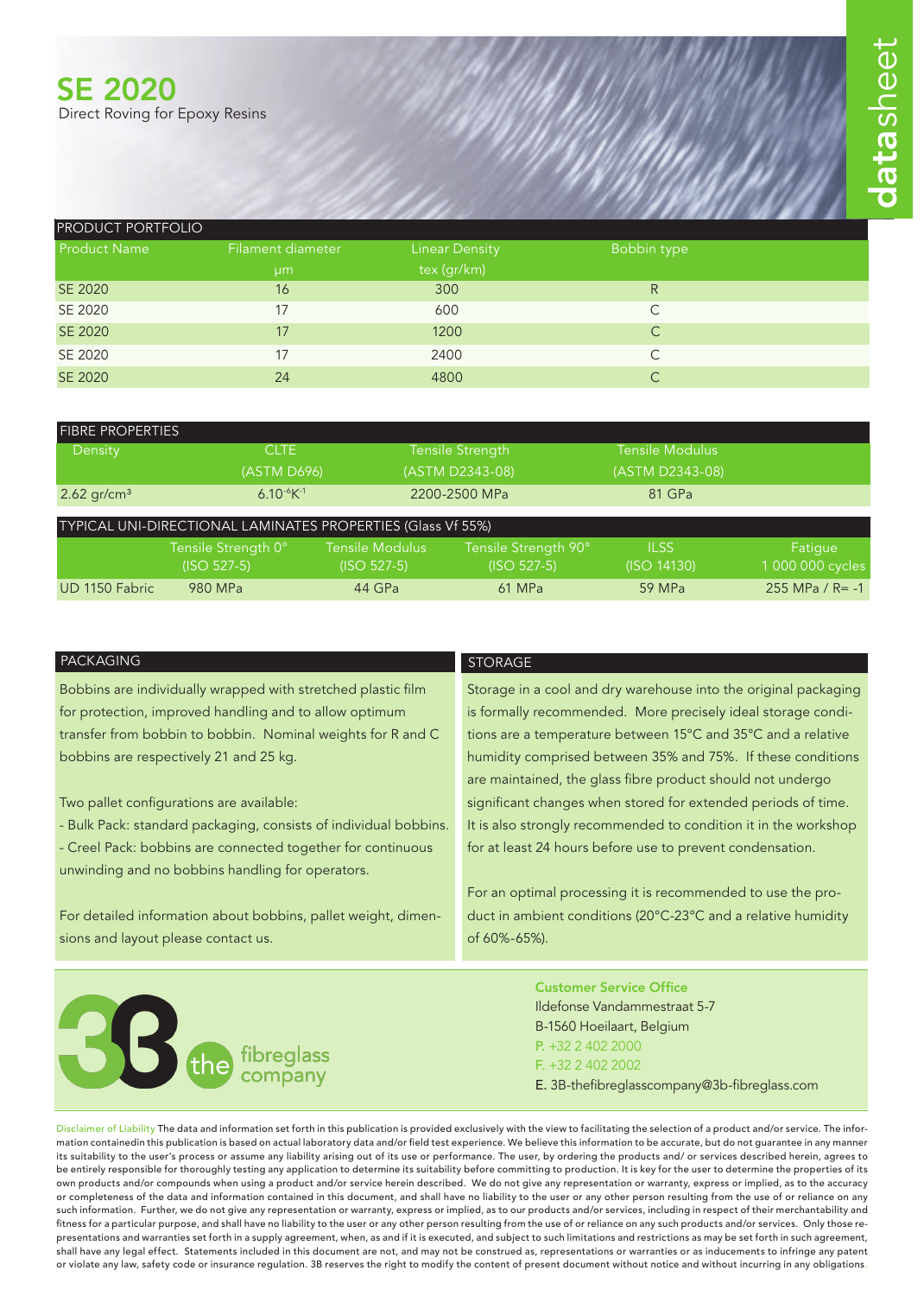# SE 2020

Direct Roving for Epoxy Resins

datasheet

## PRODUCT PORTFOLIO

| Product Name | Filament diameter | Linear Density | Bobbin type |
|---|---|---|---|
| | µm | tex (gr/km) | |
| SE 2020 | 16 | 300 | R |
| SE 2020 | 17 | 600 | C |
| SE 2020 | 17 | 1200 | C |
| SE 2020 | 17 | 2400 | C |
| SE 2020 | 24 | 4800 | C |

## FIBRE PROPERTIES

| Density | CLTE (ASTM D696) | Tensile Strength (ASTM D2343-08) | Tensile Modulus (ASTM D2343-08) |
|---|---|---|---|
| 2.62 gr/cm³ | $6.10^{-6}K^{-1}$ | 2200-2500 MPa | 81 GPa |

## TYPICAL UNI-DIRECTIONAL LAMINATES PROPERTIES (Glass Vf 55%)

| | Tensile Strength 0° (ISO 527-5) | Tensile Modulus (ISO 527-5) | Tensile Strength 90° (ISO 527-5) | ILSS (ISO 14130) | Fatigue 1 000 000 cycles |
|---|---|---|---|---|---|
| UD 1150 Fabric | 980 MPa | 44 GPa | 61 MPa | 59 MPa | 255 MPa / R= -1 |

## PACKAGING

Bobbins are individually wrapped with stretched plastic film for protection, improved handling and to allow optimum transfer from bobbin to bobbin. Nominal weights for R and C bobbins are respectively 21 and 25 kg.

Two pallet configurations are available:
- Bulk Pack: standard packaging, consists of individual bobbins.
- Creel Pack: bobbins are connected together for continuous unwinding and no bobbins handling for operators.

For detailed information about bobbins, pallet weight, dimensions and layout please contact us.

## STORAGE

Storage in a cool and dry warehouse into the original packaging is formally recommended. More precisely ideal storage conditions are a temperature between 15°C and 35°C and a relative humidity comprised between 35% and 75%. If these conditions are maintained, the glass fibre product should not undergo significant changes when stored for extended periods of time. It is also strongly recommended to condition it in the workshop for at least 24 hours before use to prevent condensation.

For an optimal processing it is recommended to use the product in ambient conditions (20°C-23°C and a relative humidity of 60%-65%).

3B the fibreglass company

**Customer Service Office**
Ildefonse Vandammestraat 5-7
B-1560 Hoeilaart, Belgium
P. +32 2 402 2000
F. +32 2 402 2002
E. 3B-thefibreglasscompany@3b-fibreglass.com

Disclaimer of Liability The data and information set forth in this publication is provided exclusively with the view to facilitating the selection of a product and/or service. The information containedin this publication is based on actual laboratory data and/or field test experience. We believe this information to be accurate, but do not guarantee in any manner its suitability to the user's process or assume any liability arising out of its use or performance. The user, by ordering the products and/ or services described herein, agrees to be entirely responsible for thoroughly testing any application to determine its suitability before committing to production. It is key for the user to determine the properties of its own products and/or compounds when using a product and/or service herein described. We do not give any representation or warranty, express or implied, as to the accuracy or completeness of the data and information contained in this document, and shall have no liability to the user or any other person resulting from the use of or reliance on any such information. Further, we do not give any representation or warranty, express or implied, as to our products and/or services, including in respect of their merchantability and fitness for a particular purpose, and shall have no liability to the user or any other person resulting from the use of or reliance on any such products and/or services. Only those representations and warranties set forth in a supply agreement, when, as and if it is executed, and subject to such limitations and restrictions as may be set forth in such agreement, shall have any legal effect. Statements included in this document are not, and may not be construed as, representations or warranties or as inducements to infringe any patent or violate any law, safety code or insurance regulation. 3B reserves the right to modify the content of present document without notice and without incurring in any obligations.